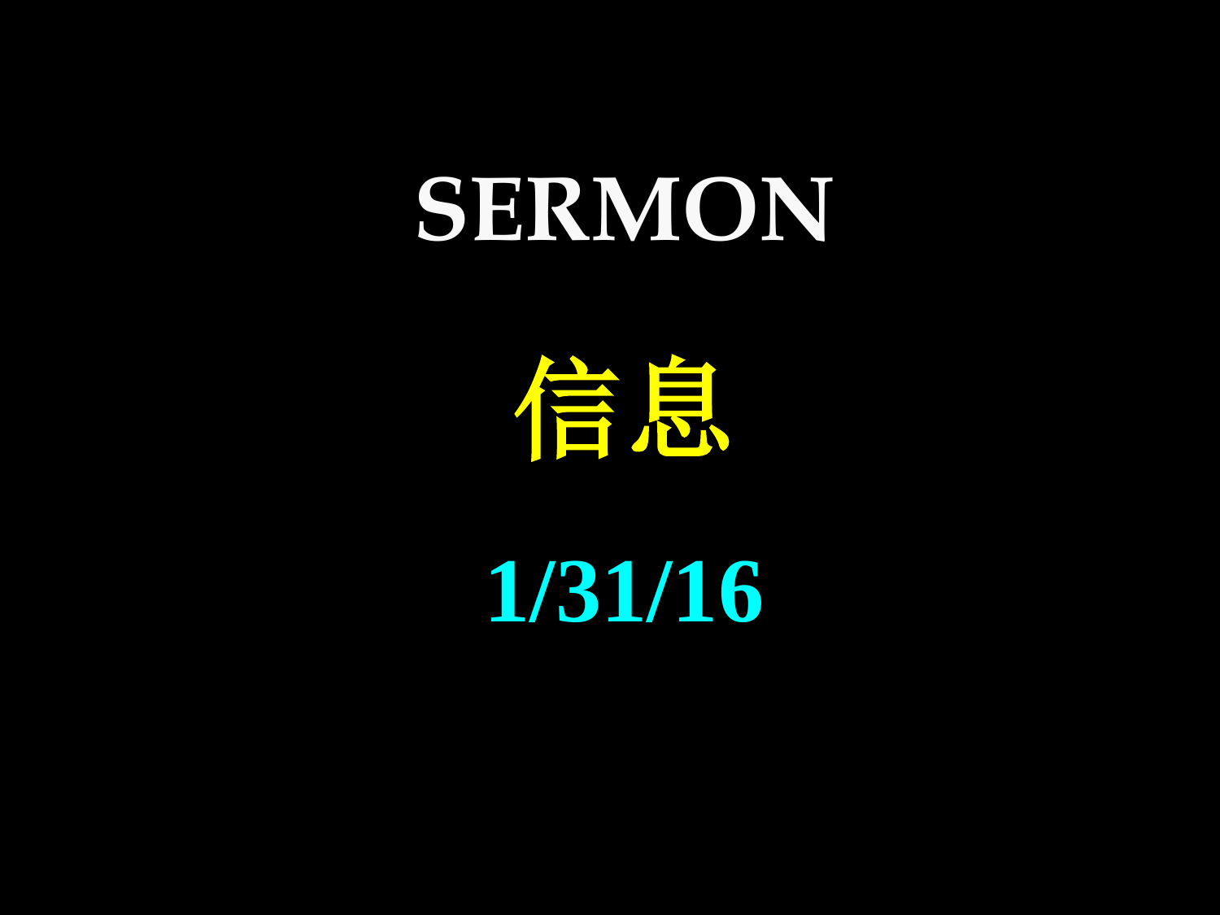# SERMON

# 信息

# 1/31/16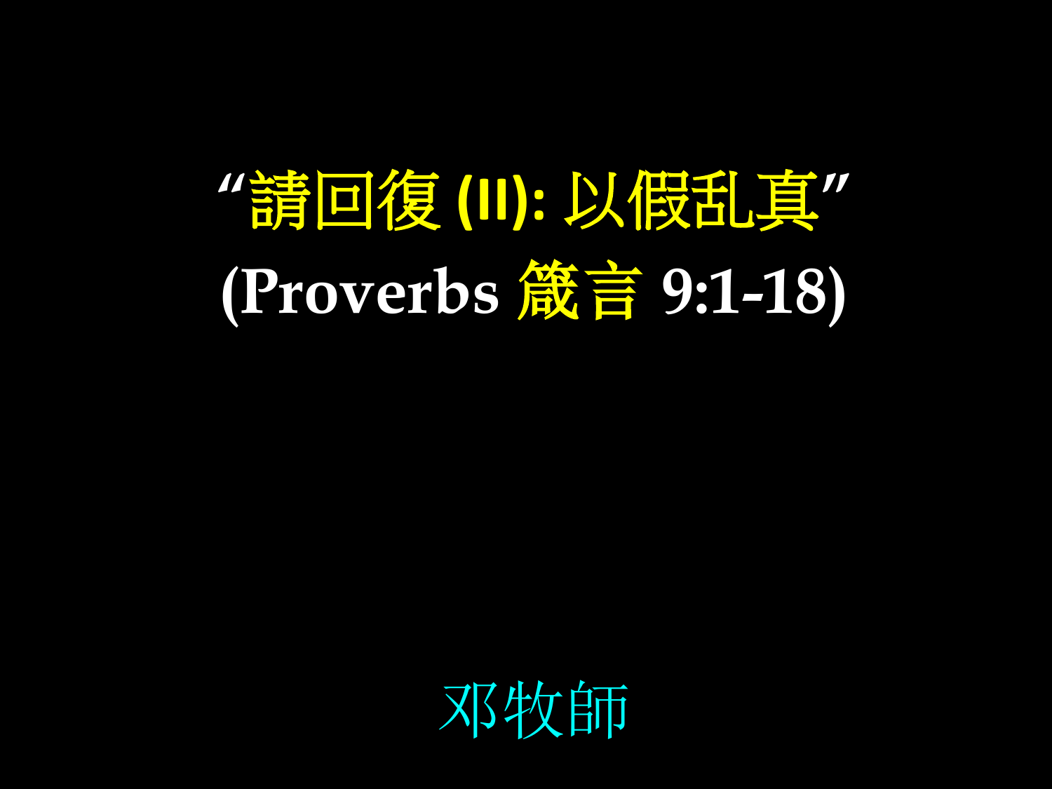# "請回復 (II): 以假乱真"

## (Proverbs 箴言 9:1-18)

邓牧師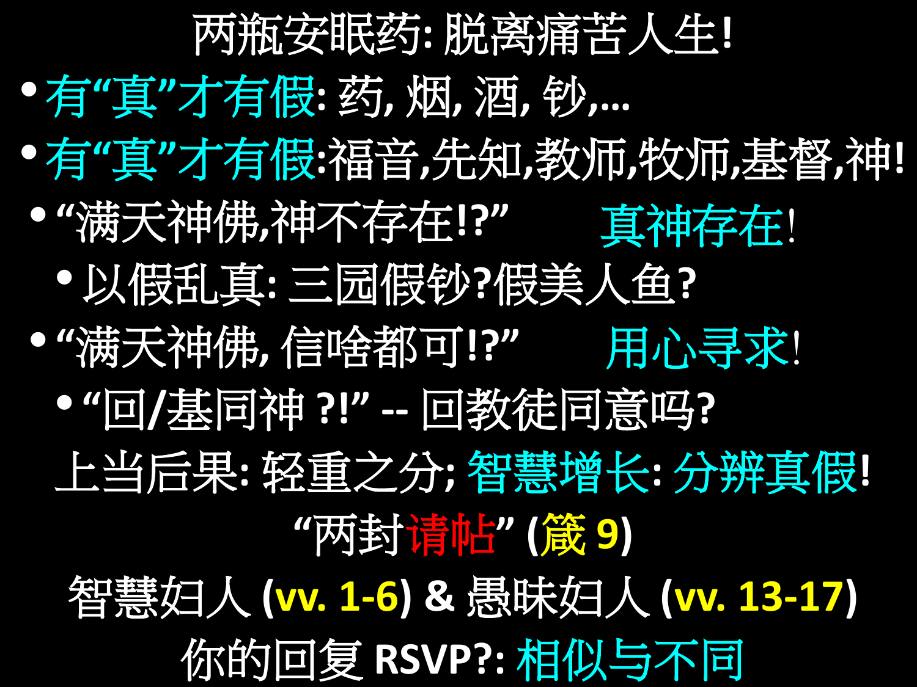# 两瓶安眠药: 脱离痛苦人生!

- 有“真”才有假: 药, 烟, 酒, 钞,...
- 有“真”才有假:福音,先知,教师,牧师,基督,神!
  - “满天神佛,神不存在!?” 真神存在!
    - 以假乱真: 三园假钞?假美人鱼?
  - “满天神佛, 信啥都可!?” 用心寻求!
    - “回/基同神 ?!” -- 回教徒同意吗?

上当后果: 轻重之分; 智慧增长: 分辨真假!

“两封请帖” (箴 9)

智慧妇人 (vv. 1-6) & 愚昧妇人 (vv. 13-17)

你的回复 RSVP?: 相似与不同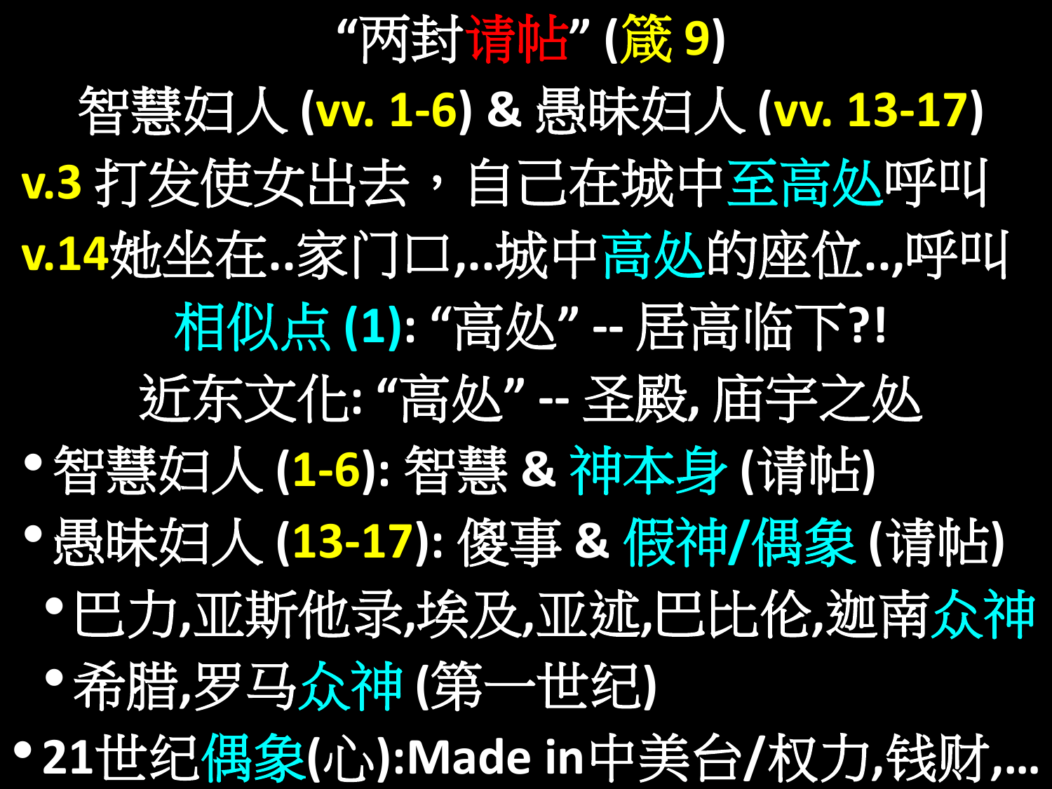# "两封请帖" (箴 9)

智慧妇人 (vv. 1-6) & 愚昧妇人 (vv. 13-17)

v.3 打发使女出去，自己在城中至高处呼叫

v.14她坐在..家门口,..城中高处的座位..,呼叫

相似点 (1): "高处" -- 居高临下?!

近东文化: "高处" -- 圣殿, 庙宇之处

- 智慧妇人 (1-6): 智慧 & 神本身 (请帖)
- 愚昧妇人 (13-17): 傻事 & 假神/偶象 (请帖)
  - 巴力,亚斯他录,埃及,亚述,巴比伦,迦南众神
  - 希腊,罗马众神 (第一世纪)
- 21世纪偶象(心):Made in中美台/权力,钱财,...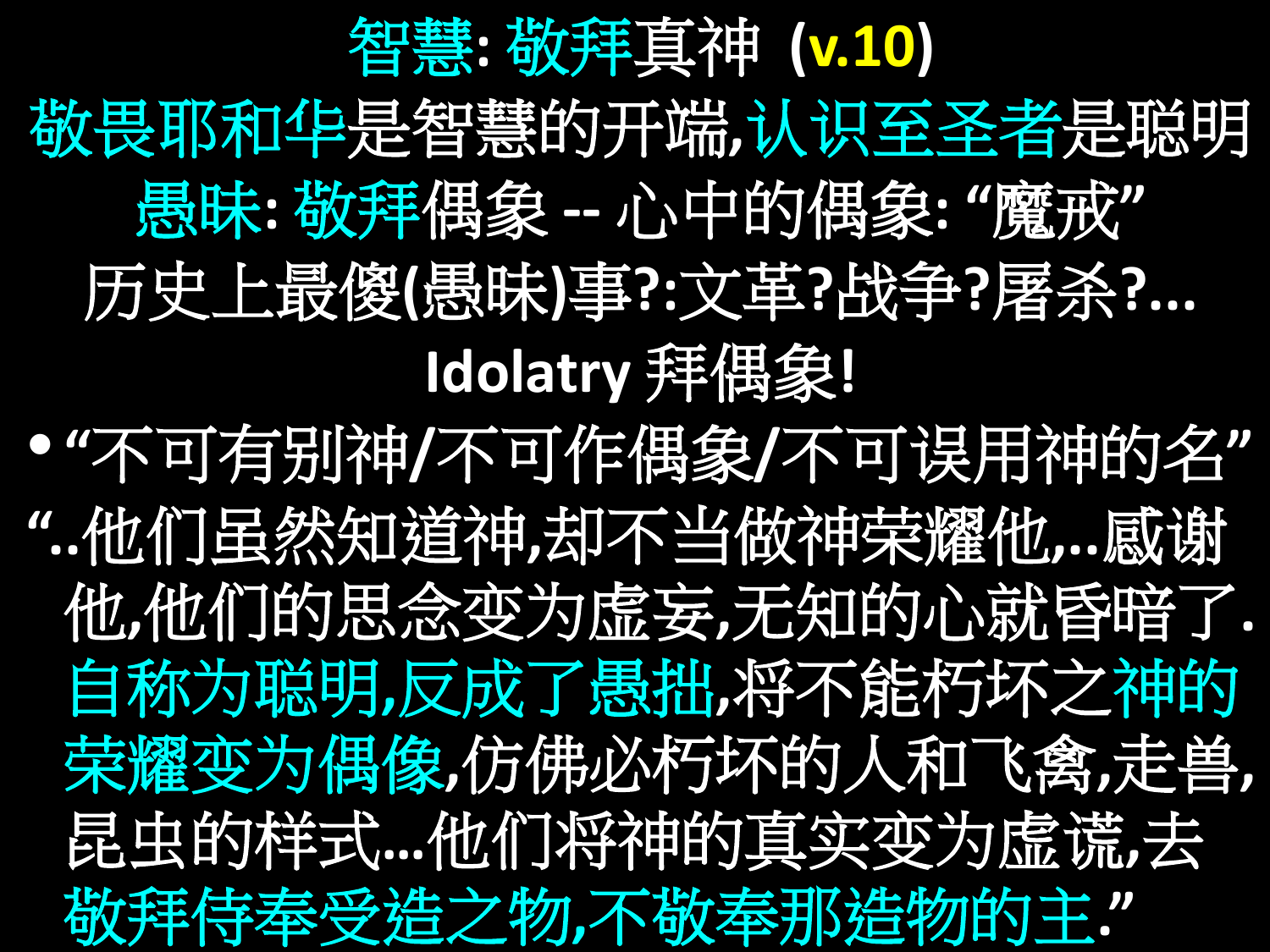# 智慧: 敬拜真神 (v.10)

敬畏耶和华是智慧的开端,认识至圣者是聪明

愚昧: 敬拜偶象 -- 心中的偶象: "魔戒"

历史上最傻(愚昧)事?:文革?战争?屠杀?...

**Idolatry 拜偶象!**

- "不可有别神/不可作偶象/不可误用神的名"

"..他们虽然知道神,却不当做神荣耀他,..感谢他,他们的思念变为虚妄,无知的心就昏暗了.自称为聪明,反成了愚拙,将不能朽坏之神的荣耀变为偶像,仿佛必朽坏的人和飞禽,走兽,昆虫的样式...他们将神的真实变为虚谎,去敬拜侍奉受造之物,不敬奉那造物的主."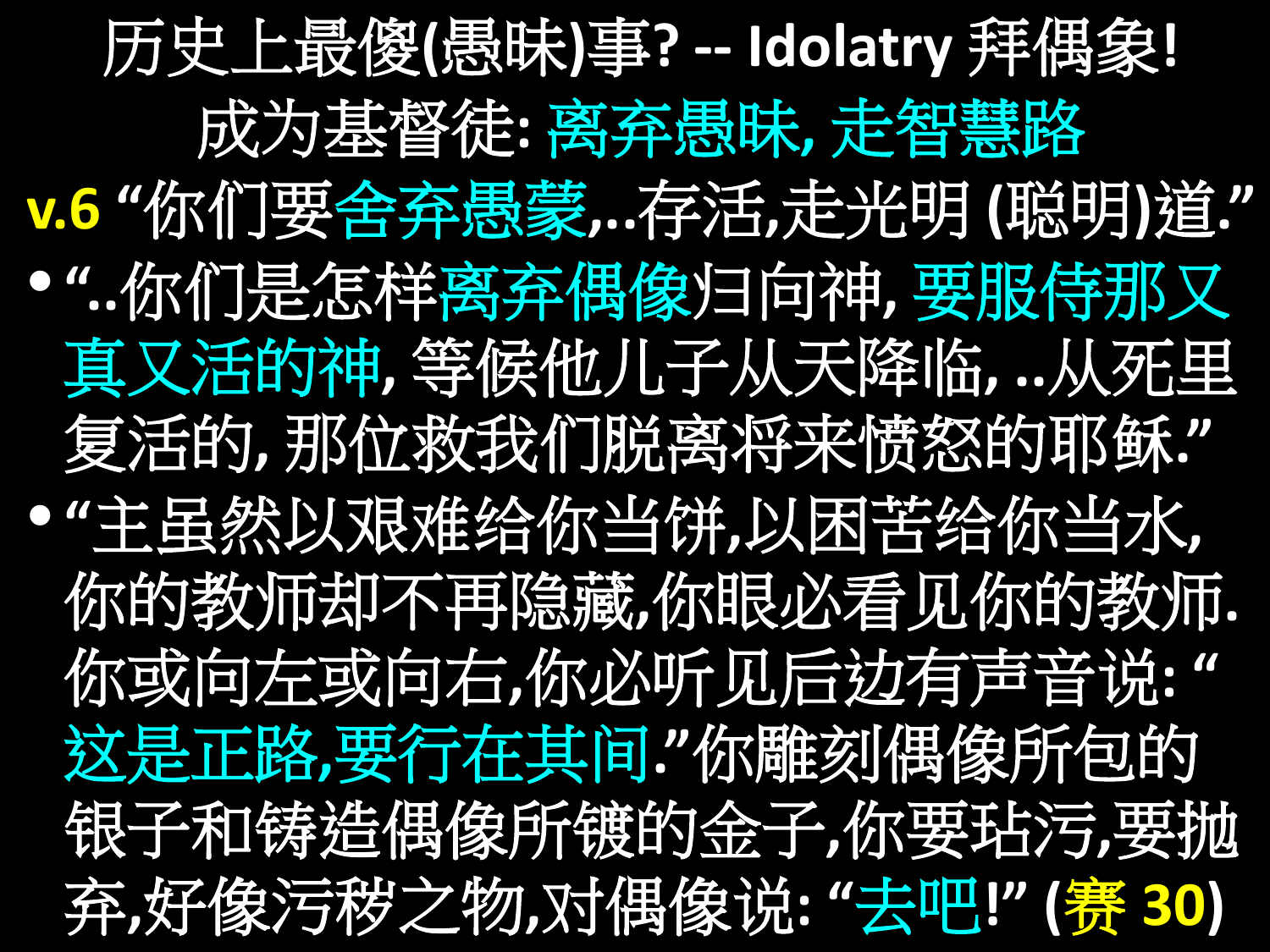# 历史上最傻(愚昧)事? -- Idolatry 拜偶象!

## 成为基督徒: 离弃愚昧, 走智慧路

**v.6** “你们要舍弃愚蒙,..存活,走光明 (聪明)道.”

- “..你们是怎样离弃偶像归向神, 要服侍那又真又活的神, 等候他儿子从天降临, ..从死里复活的, 那位救我们脱离将来愤怒的耶稣.”
- “主虽然以艰难给你当饼,以困苦给你当水,你的教师却不再隐藏,你眼必看见你的教师.你或向左或向右,你必听见后边有声音说: “这是正路,要行在其间.”你雕刻偶像所包的银子和铸造偶像所镀的金子,你要玷污,要抛弃,好像污秽之物,对偶像说: “去吧!” (赛 30)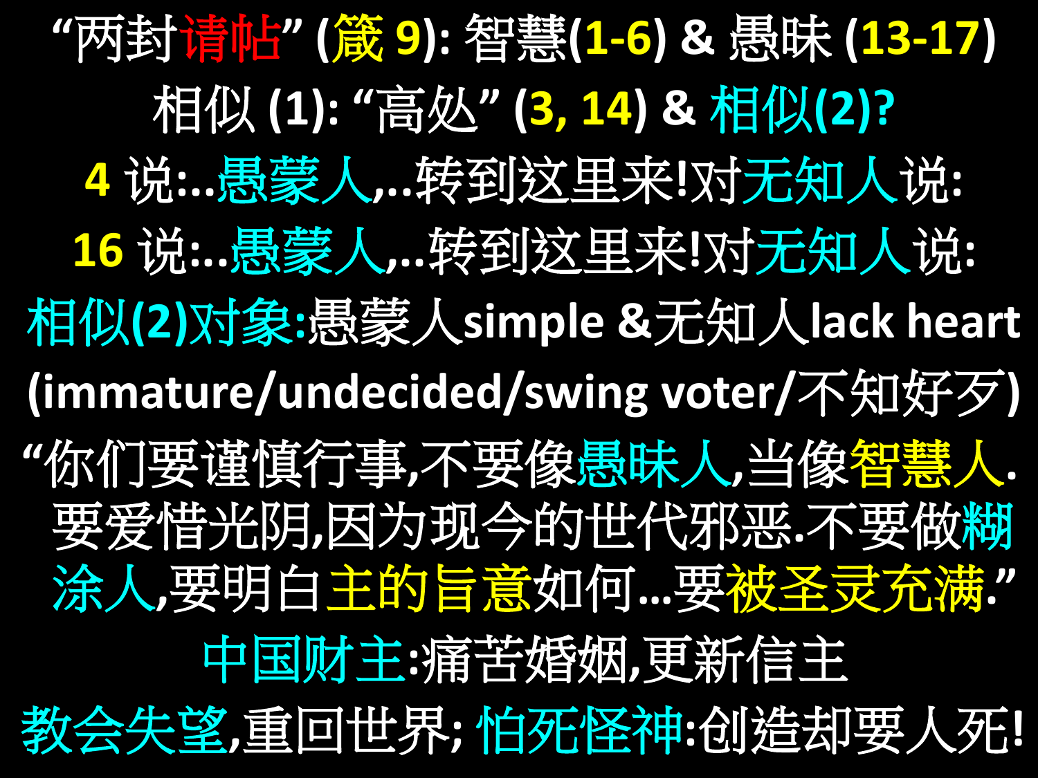# "两封请帖" (箴 9): 智慧(1-6) & 愚昧 (13-17)

相似 (1): "高处" (3, 14) & 相似(2)?

4 说:..愚蒙人,..转到这里来!对无知人说:

16 说:..愚蒙人,..转到这里来!对无知人说:

相似(2)对象:愚蒙人simple &无知人lack heart (immature/undecided/swing voter/不知好歹)

"你们要谨慎行事,不要像愚昧人,当像智慧人. 要爱惜光阴,因为现今的世代邪恶.不要做糊涂人,要明白主的旨意如何…要被圣灵充满."

中国财主:痛苦婚姻,更新信主

教会失望,重回世界; 怕死怪神:创造却要人死!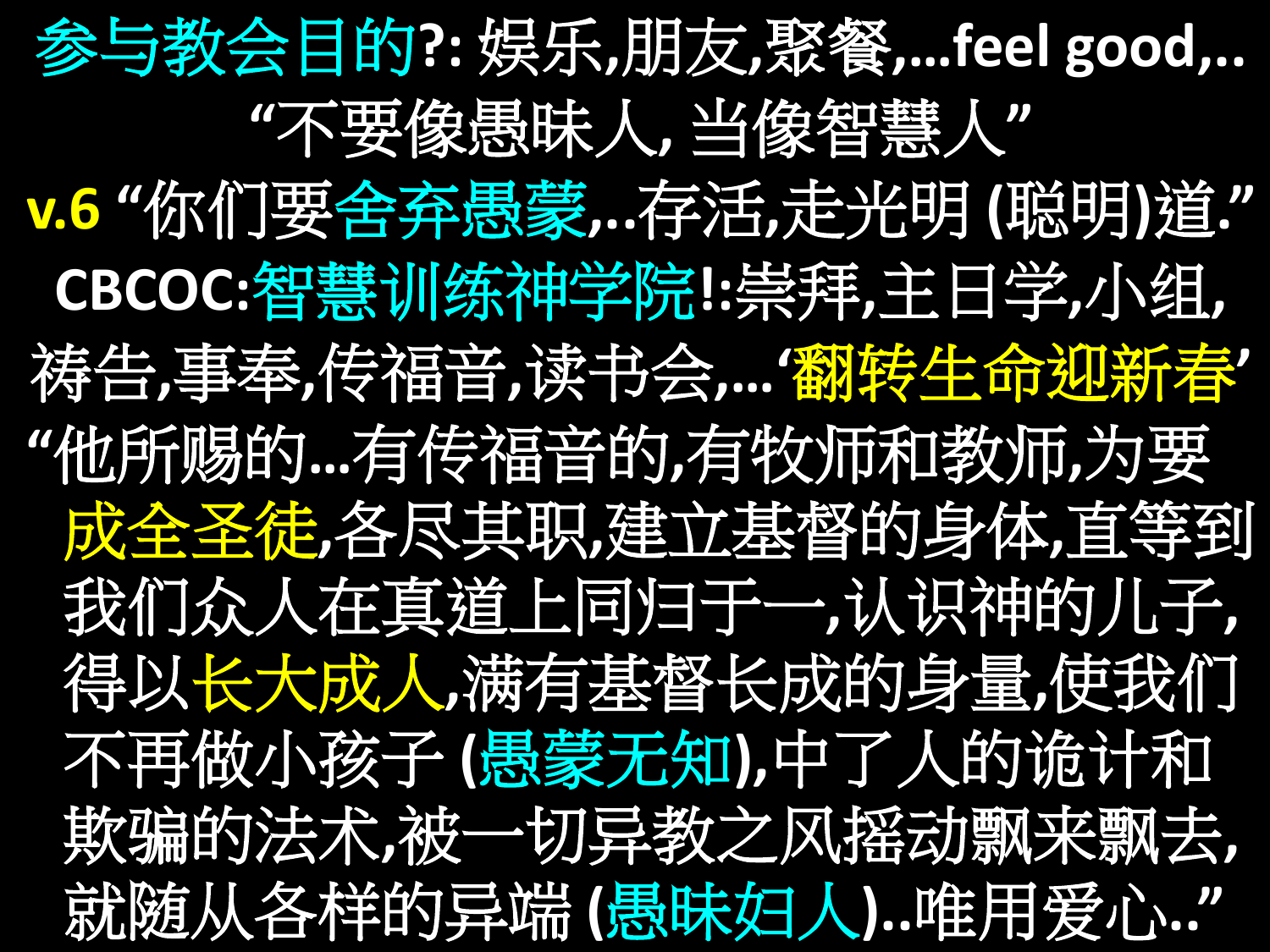参与教会目的?: 娱乐,朋友,聚餐,...feel good,..

“不要像愚昧人, 当像智慧人”

**v.6** “你们要舍弃愚蒙,..存活,走光明 (聪明)道.”

CBCOC:智慧训练神学院!:崇拜,主日学,小组,祷告,事奉,传福音,读书会,...‘翻转生命迎新春’

“他所赐的...有传福音的,有牧师和教师,为要成全圣徒,各尽其职,建立基督的身体,直等到我们众人在真道上同归于一,认识神的儿子,得以长大成人,满有基督长成的身量,使我们不再做小孩子 (愚蒙无知),中了人的诡计和欺骗的法术,被一切异教之风摇动飘来飘去,就随从各样的异端 (愚昧妇人)..唯用爱心..”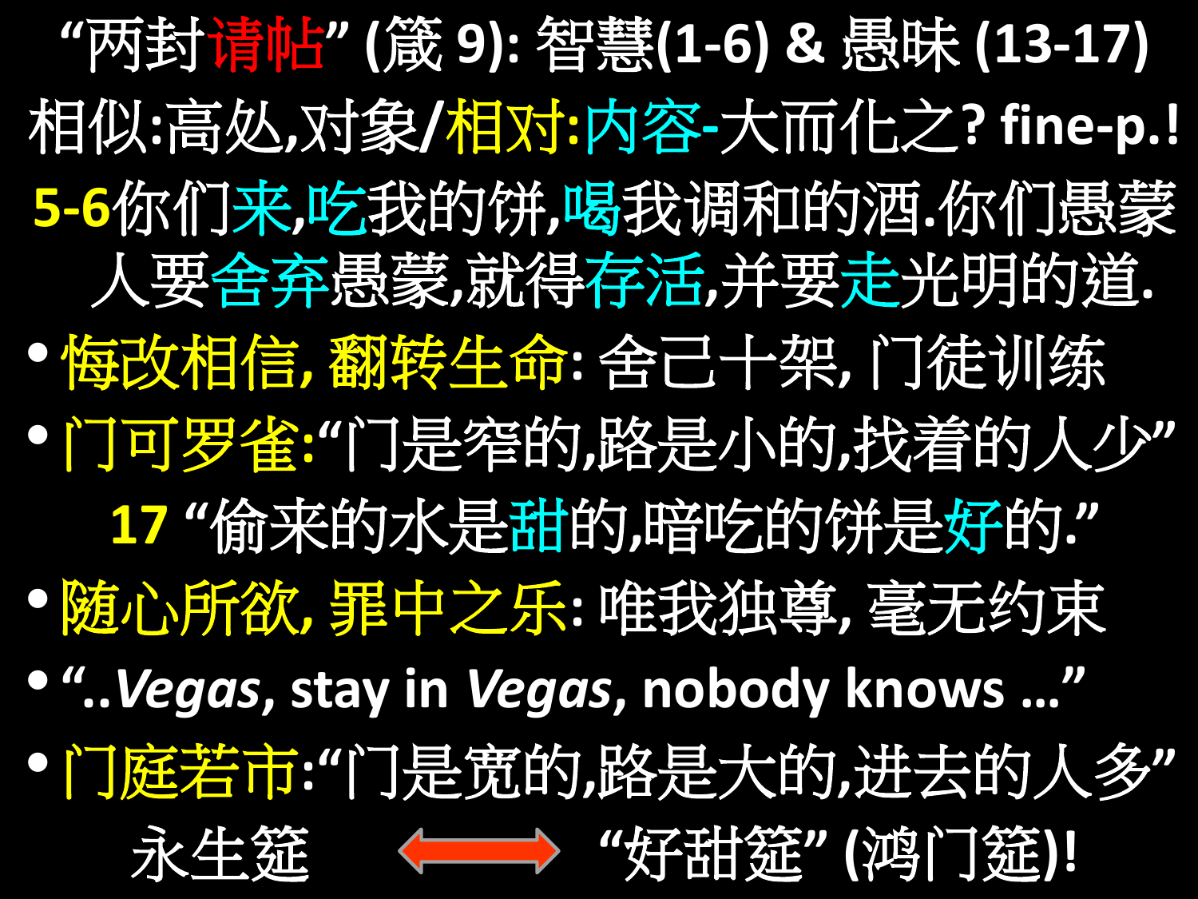# “两封请帖” (箴 9): 智慧(1-6) & 愚昧 (13-17)

相似:高处,对象/相对:内容-大而化之? fine-p.!

**5-6**你们来,吃我的饼,喝我调和的酒.你们愚蒙人要舍弃愚蒙,就得存活,并要走光明的道.

- 悔改相信, 翻转生命: 舍己十架, 门徒训练
- 门可罗雀:“门是窄的,路是小的,找着的人少”

**17** “偷来的水是甜的,暗吃的饼是好的.”

- 随心所欲, 罪中之乐: 唯我独尊, 毫无约束
- “..*Vegas*, stay in *Vegas*, nobody knows …”
- 门庭若市:“门是宽的,路是大的,进去的人多”

永生筵 ⟷ “好甜筵” (鸿门筵)!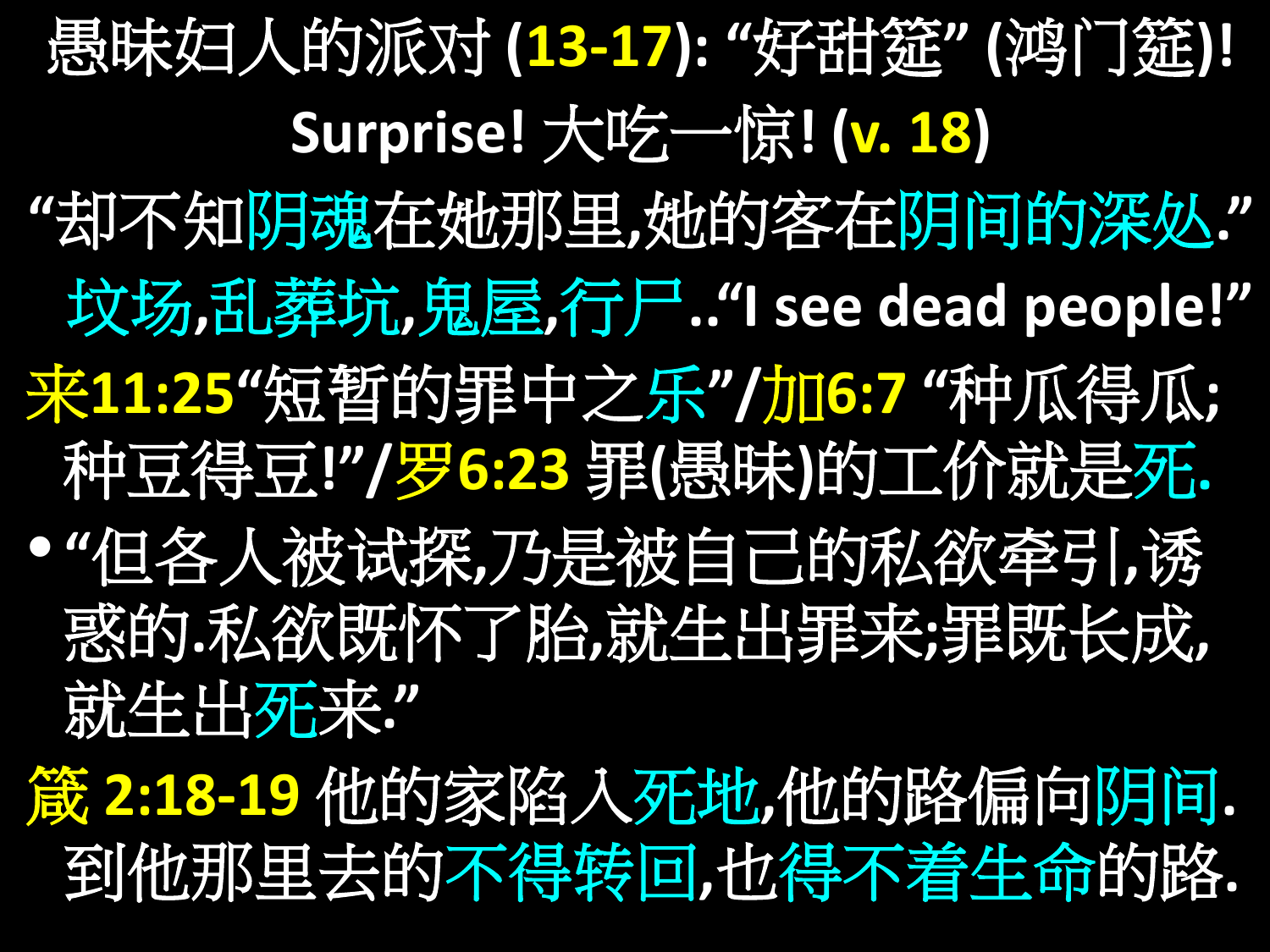# 愚昧妇人的派对 (13-17): "好甜筵" (鸿门筵)!

## Surprise! 大吃一惊! (v. 18)

"却不知阴魂在她那里,她的客在阴间的深处."

坟场,乱葬坑,鬼屋,行尸.."I see dead people!"

来11:25"短暂的罪中之乐"/加6:7 "种瓜得瓜;种豆得豆!"/罗6:23 罪(愚昧)的工价就是死.

- "但各人被试探,乃是被自己的私欲牵引,诱惑的.私欲既怀了胎,就生出罪来;罪既长成,就生出死来."

箴 2:18-19 他的家陷入死地,他的路偏向阴间. 到他那里去的不得转回,也得不着生命的路.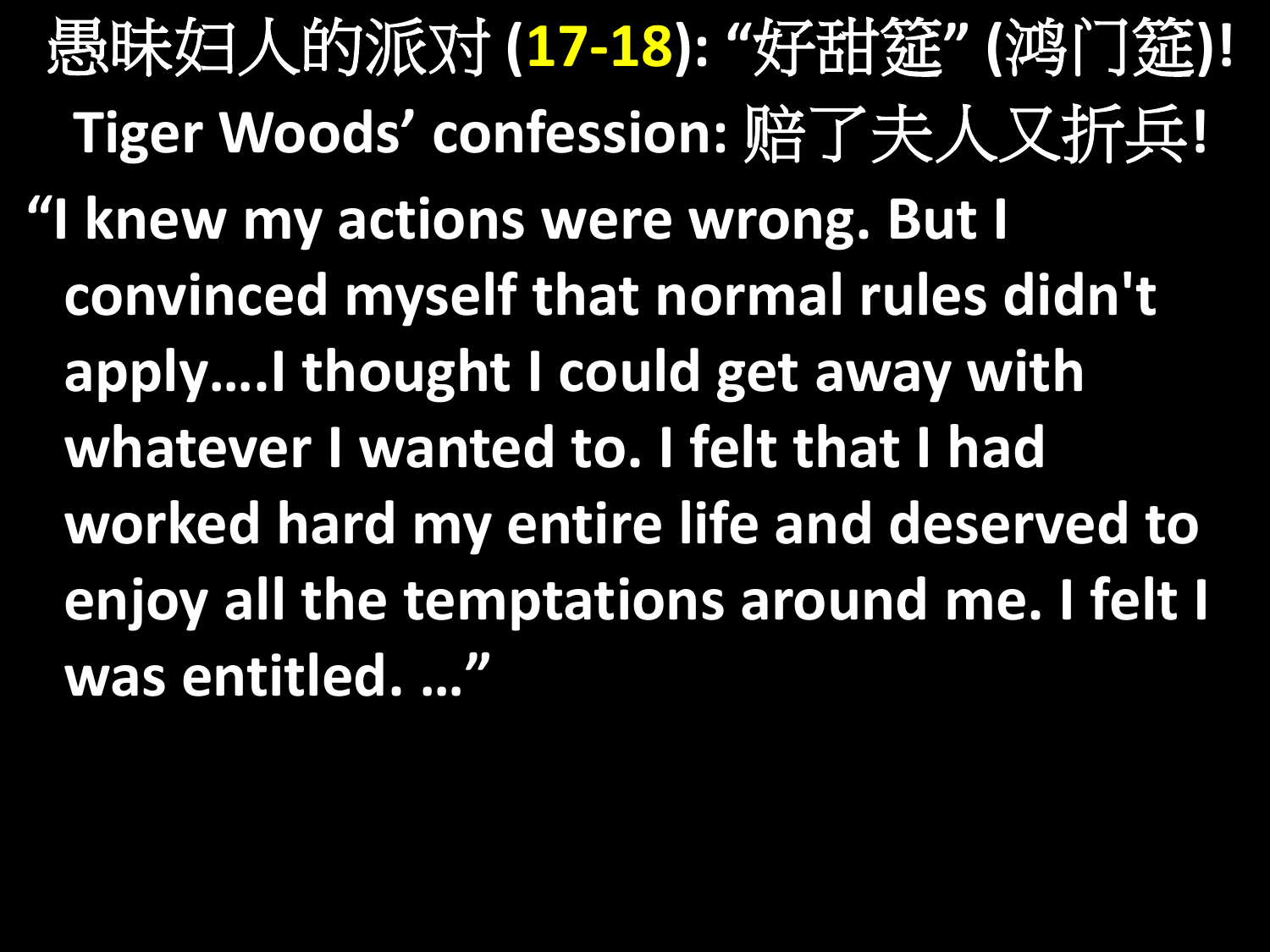# 愚昧妇人的派对 (17-18): “好甜筵” (鸿门筵)!

## Tiger Woods’ confession: 赔了夫人又折兵!

“I knew my actions were wrong. But I convinced myself that normal rules didn't apply….I thought I could get away with whatever I wanted to. I felt that I had worked hard my entire life and deserved to enjoy all the temptations around me. I felt I was entitled. …”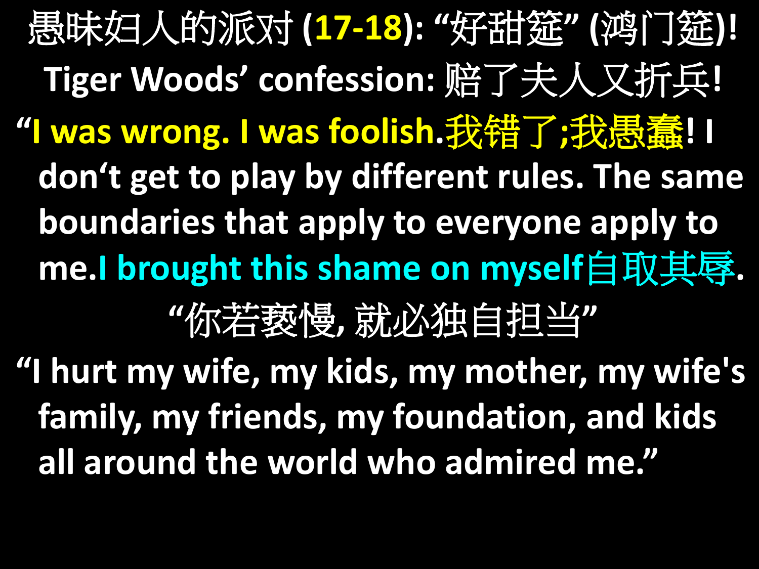# 愚昧妇人的派对 (17-18): “好甜筵” (鸿门筵)!

## Tiger Woods’ confession: 赔了夫人又折兵!

“I was wrong. I was foolish.我错了;我愚蠢! I don‘t get to play by different rules. The same boundaries that apply to everyone apply to me.I brought this shame on myself自取其辱.

“你若亵慢, 就必独自担当”

“I hurt my wife, my kids, my mother, my wife's family, my friends, my foundation, and kids all around the world who admired me.”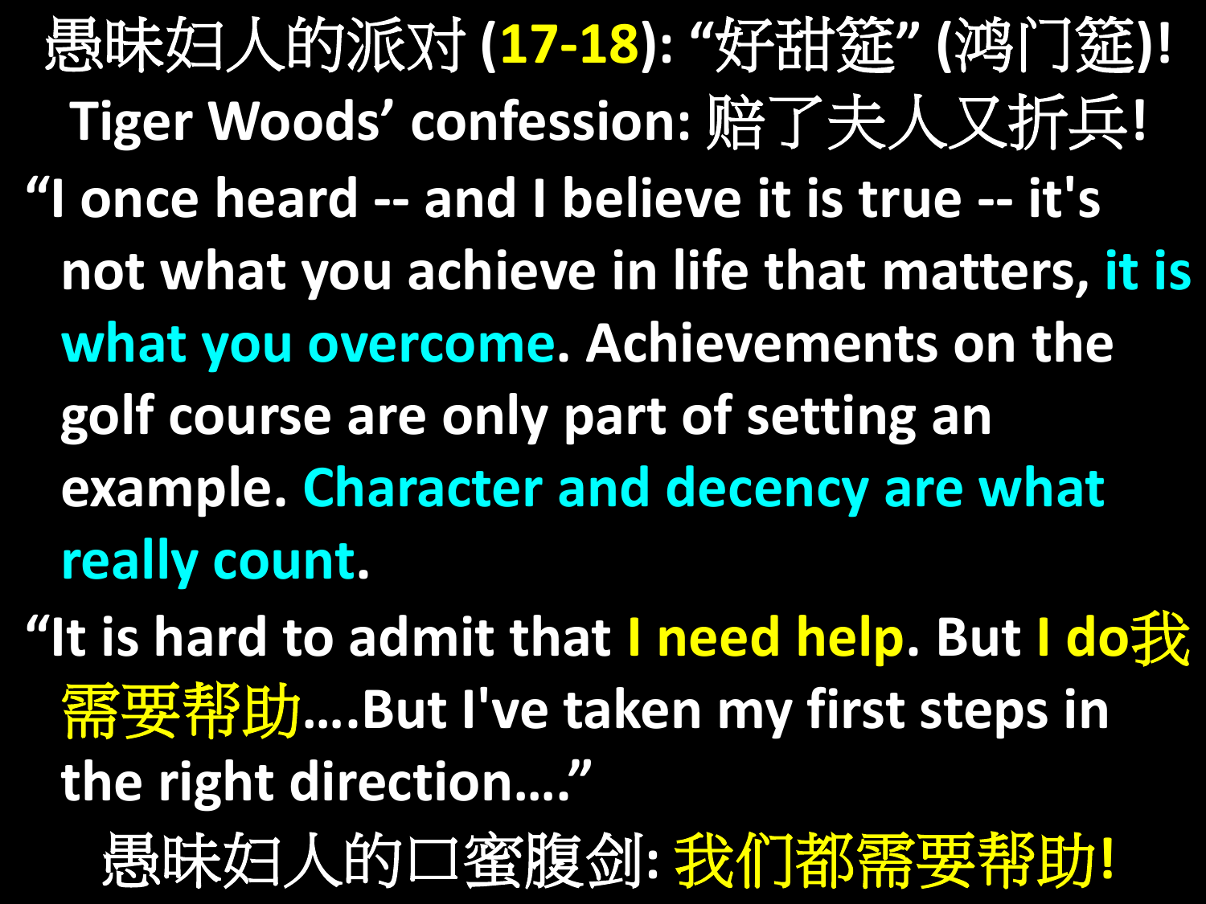# 愚昧妇人的派对 (17-18): “好甜筵” (鸿门筵)!

## Tiger Woods’ confession: 赔了夫人又折兵!

“I once heard -- and I believe it is true -- it's not what you achieve in life that matters, it is what you overcome. Achievements on the golf course are only part of setting an example. Character and decency are what really count.

“It is hard to admit that I need help. But I do我需要帮助….But I've taken my first steps in the right direction….”

愚昧妇人的口蜜腹剑: 我们都需要帮助!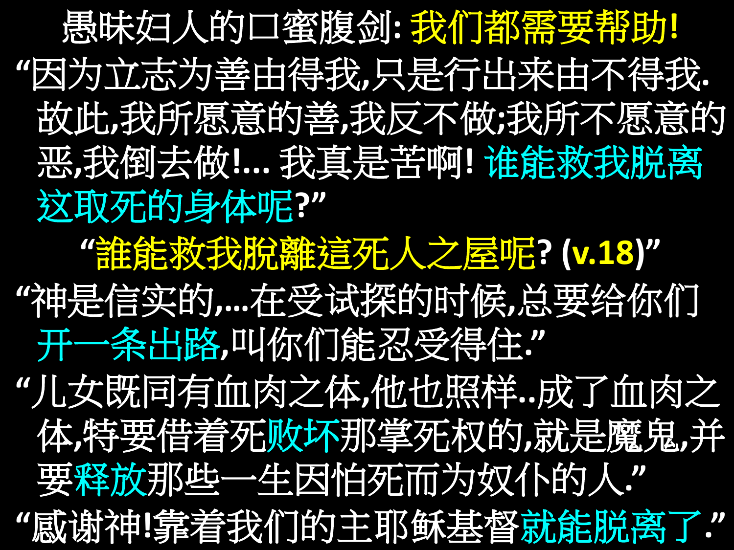# 愚昧妇人的口蜜腹剑: 我们都需要帮助!

“因为立志为善由得我,只是行出来由不得我. 故此,我所愿意的善,我反不做;我所不愿意的恶,我倒去做!… 我真是苦啊! 谁能救我脱离这取死的身体呢?”

“誰能救我脫離這死人之屋呢? (v.18)”

“神是信实的,…在受试探的时候,总要给你们开一条出路,叫你们能忍受得住.”

“儿女既同有血肉之体,他也照样..成了血肉之体,特要借着死败坏那掌死权的,就是魔鬼,并要释放那些一生因怕死而为奴仆的人.”

“感谢神!靠着我们的主耶稣基督就能脱离了.”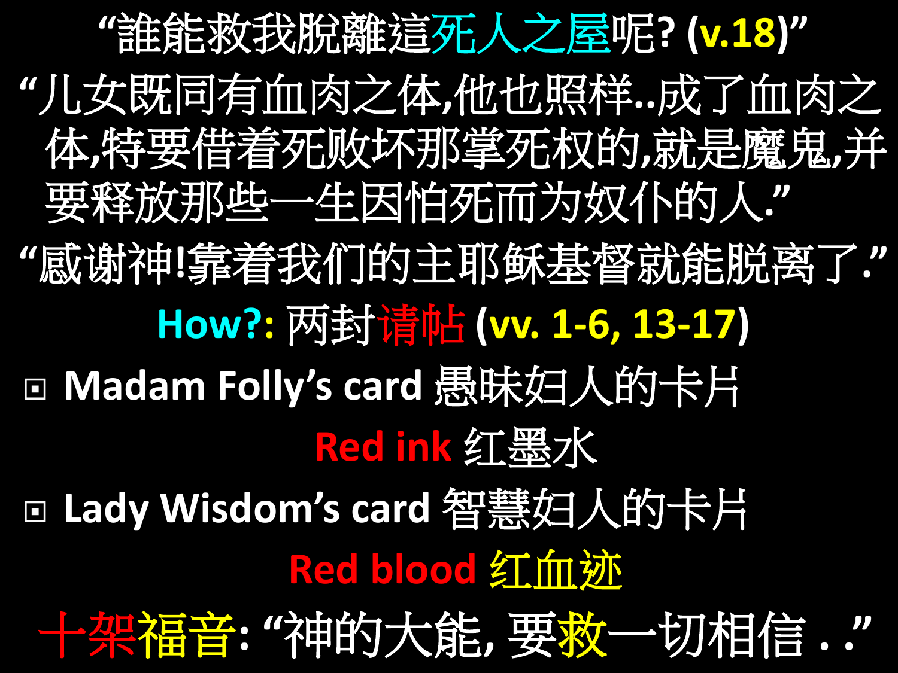"誰能救我脫離這死人之屋呢? (v.18)"

"儿女既同有血肉之体,他也照样..成了血肉之体,特要借着死败坏那掌死权的,就是魔鬼,并要释放那些一生因怕死而为奴仆的人."

"感谢神!靠着我们的主耶稣基督就能脱离了."

**How?:** 两封请帖 (**vv. 1-6, 13-17**)

- **Madam Folly's card** 愚昧妇人的卡片

  **Red ink** 红墨水

- **Lady Wisdom's card** 智慧妇人的卡片

  **Red blood** 红血迹

十架福音: "神的大能, 要救一切相信 . ."